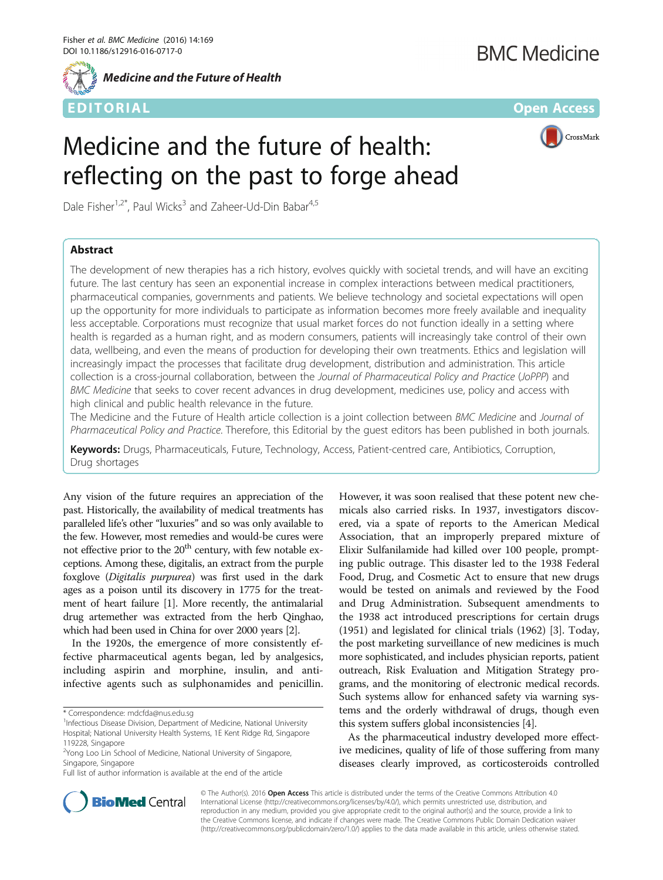Medicine and the Future of Health

EDITORIAL

Open Access

# Medicine and the future of health: reflecting on the past to forge ahead

Dale Fisher[1,2*], Paul Wicks[3] and Zaheer-Ud-Din Babar[4,5]

## Abstract

The development of new therapies has a rich history, evolves quickly with societal trends, and will have an exciting future. The last century has seen an exponential increase in complex interactions between medical practitioners, pharmaceutical companies, governments and patients. We believe technology and societal expectations will open up the opportunity for more individuals to participate as information becomes more freely available and inequality less acceptable. Corporations must recognize that usual market forces do not function ideally in a setting where health is regarded as a human right, and as modern consumers, patients will increasingly take control of their own data, wellbeing, and even the means of production for developing their own treatments. Ethics and legislation will increasingly impact the processes that facilitate drug development, distribution and administration. This article collection is a cross-journal collaboration, between the *Journal of Pharmaceutical Policy and Practice* (*JoPPP*) and *BMC Medicine* that seeks to cover recent advances in drug development, medicines use, policy and access with high clinical and public health relevance in the future.

The Medicine and the Future of Health article collection is a joint collection between *BMC Medicine* and *Journal of Pharmaceutical Policy and Practice*. Therefore, this Editorial by the guest editors has been published in both journals.

**Keywords:** Drugs, Pharmaceuticals, Future, Technology, Access, Patient-centred care, Antibiotics, Corruption, Drug shortages

Any vision of the future requires an appreciation of the past. Historically, the availability of medical treatments has paralleled life's other "luxuries" and so was only available to the few. However, most remedies and would-be cures were not effective prior to the 20th century, with few notable exceptions. Among these, digitalis, an extract from the purple foxglove (*Digitalis purpurea*) was first used in the dark ages as a poison until its discovery in 1775 for the treatment of heart failure [1]. More recently, the antimalarial drug artemether was extracted from the herb Qinghao, which had been used in China for over 2000 years [2].

In the 1920s, the emergence of more consistently effective pharmaceutical agents began, led by analgesics, including aspirin and morphine, insulin, and anti-infective agents such as sulphonamides and penicillin. However, it was soon realised that these potent new chemicals also carried risks. In 1937, investigators discovered, via a spate of reports to the American Medical Association, that an improperly prepared mixture of Elixir Sulfanilamide had killed over 100 people, prompting public outrage. This disaster led to the 1938 Federal Food, Drug, and Cosmetic Act to ensure that new drugs would be tested on animals and reviewed by the Food and Drug Administration. Subsequent amendments to the 1938 act introduced prescriptions for certain drugs (1951) and legislated for clinical trials (1962) [3]. Today, the post marketing surveillance of new medicines is much more sophisticated, and includes physician reports, patient outreach, Risk Evaluation and Mitigation Strategy programs, and the monitoring of electronic medical records. Such systems allow for enhanced safety via warning systems and the orderly withdrawal of drugs, though even this system suffers global inconsistencies [4].

As the pharmaceutical industry developed more effective medicines, quality of life of those suffering from many diseases clearly improved, as corticosteroids controlled

\* Correspondence: mdcfda@nus.edu.sg

[1]Infectious Disease Division, Department of Medicine, National University Hospital; National University Health Systems, 1E Kent Ridge Rd, Singapore 119228, Singapore

[2]Yong Loo Lin School of Medicine, National University of Singapore, Singapore, Singapore

Full list of author information is available at the end of the article

© The Author(s). 2016 **Open Access** This article is distributed under the terms of the Creative Commons Attribution 4.0 International License (http://creativecommons.org/licenses/by/4.0/), which permits unrestricted use, distribution, and reproduction in any medium, provided you give appropriate credit to the original author(s) and the source, provide a link to the Creative Commons license, and indicate if changes were made. The Creative Commons Public Domain Dedication waiver (http://creativecommons.org/publicdomain/zero/1.0/) applies to the data made available in this article, unless otherwise stated.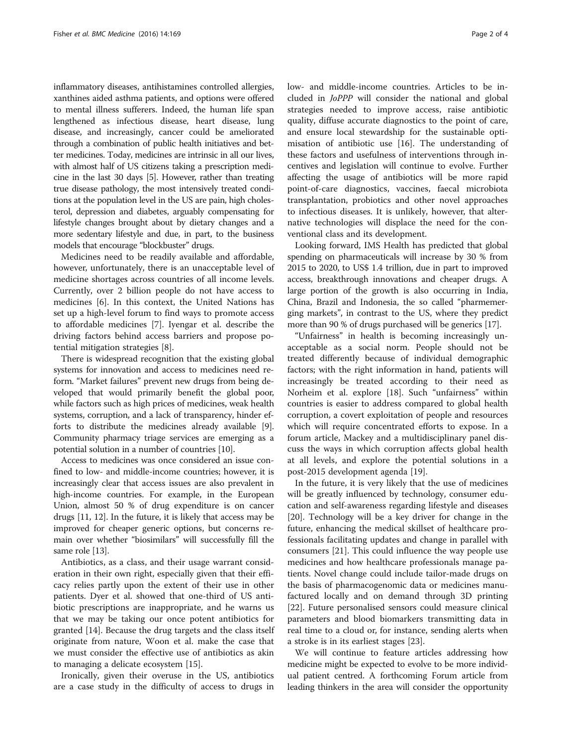inflammatory diseases, antihistamines controlled allergies, xanthines aided asthma patients, and options were offered to mental illness sufferers. Indeed, the human life span lengthened as infectious disease, heart disease, lung disease, and increasingly, cancer could be ameliorated through a combination of public health initiatives and better medicines. Today, medicines are intrinsic in all our lives, with almost half of US citizens taking a prescription medicine in the last 30 days [5]. However, rather than treating true disease pathology, the most intensively treated conditions at the population level in the US are pain, high cholesterol, depression and diabetes, arguably compensating for lifestyle changes brought about by dietary changes and a more sedentary lifestyle and due, in part, to the business models that encourage "blockbuster" drugs.

Medicines need to be readily available and affordable, however, unfortunately, there is an unacceptable level of medicine shortages across countries of all income levels. Currently, over 2 billion people do not have access to medicines [6]. In this context, the United Nations has set up a high-level forum to find ways to promote access to affordable medicines [7]. Iyengar et al. describe the driving factors behind access barriers and propose potential mitigation strategies [8].

There is widespread recognition that the existing global systems for innovation and access to medicines need reform. "Market failures" prevent new drugs from being developed that would primarily benefit the global poor, while factors such as high prices of medicines, weak health systems, corruption, and a lack of transparency, hinder efforts to distribute the medicines already available [9]. Community pharmacy triage services are emerging as a potential solution in a number of countries [10].

Access to medicines was once considered an issue confined to low- and middle-income countries; however, it is increasingly clear that access issues are also prevalent in high-income countries. For example, in the European Union, almost 50 % of drug expenditure is on cancer drugs [11, 12]. In the future, it is likely that access may be improved for cheaper generic options, but concerns remain over whether "biosimilars" will successfully fill the same role [13].

Antibiotics, as a class, and their usage warrant consideration in their own right, especially given that their efficacy relies partly upon the extent of their use in other patients. Dyer et al. showed that one-third of US antibiotic prescriptions are inappropriate, and he warns us that we may be taking our once potent antibiotics for granted [14]. Because the drug targets and the class itself originate from nature, Woon et al. make the case that we must consider the effective use of antibiotics as akin to managing a delicate ecosystem [15].

Ironically, given their overuse in the US, antibiotics are a case study in the difficulty of access to drugs in low- and middle-income countries. Articles to be included in *JoPPP* will consider the national and global strategies needed to improve access, raise antibiotic quality, diffuse accurate diagnostics to the point of care, and ensure local stewardship for the sustainable optimisation of antibiotic use [16]. The understanding of these factors and usefulness of interventions through incentives and legislation will continue to evolve. Further affecting the usage of antibiotics will be more rapid point-of-care diagnostics, vaccines, faecal microbiota transplantation, probiotics and other novel approaches to infectious diseases. It is unlikely, however, that alternative technologies will displace the need for the conventional class and its development.

Looking forward, IMS Health has predicted that global spending on pharmaceuticals will increase by 30 % from 2015 to 2020, to US$ 1.4 trillion, due in part to improved access, breakthrough innovations and cheaper drugs. A large portion of the growth is also occurring in India, China, Brazil and Indonesia, the so called "pharmemerging markets", in contrast to the US, where they predict more than 90 % of drugs purchased will be generics [17].

"Unfairness" in health is becoming increasingly unacceptable as a social norm. People should not be treated differently because of individual demographic factors; with the right information in hand, patients will increasingly be treated according to their need as Norheim et al. explore [18]. Such "unfairness" within countries is easier to address compared to global health corruption, a covert exploitation of people and resources which will require concentrated efforts to expose. In a forum article, Mackey and a multidisciplinary panel discuss the ways in which corruption affects global health at all levels, and explore the potential solutions in a post-2015 development agenda [19].

In the future, it is very likely that the use of medicines will be greatly influenced by technology, consumer education and self-awareness regarding lifestyle and diseases [20]. Technology will be a key driver for change in the future, enhancing the medical skillset of healthcare professionals facilitating updates and change in parallel with consumers [21]. This could influence the way people use medicines and how healthcare professionals manage patients. Novel change could include tailor-made drugs on the basis of pharmacogenomic data or medicines manufactured locally and on demand through 3D printing [22]. Future personalised sensors could measure clinical parameters and blood biomarkers transmitting data in real time to a cloud or, for instance, sending alerts when a stroke is in its earliest stages [23].

We will continue to feature articles addressing how medicine might be expected to evolve to be more individual patient centred. A forthcoming Forum article from leading thinkers in the area will consider the opportunity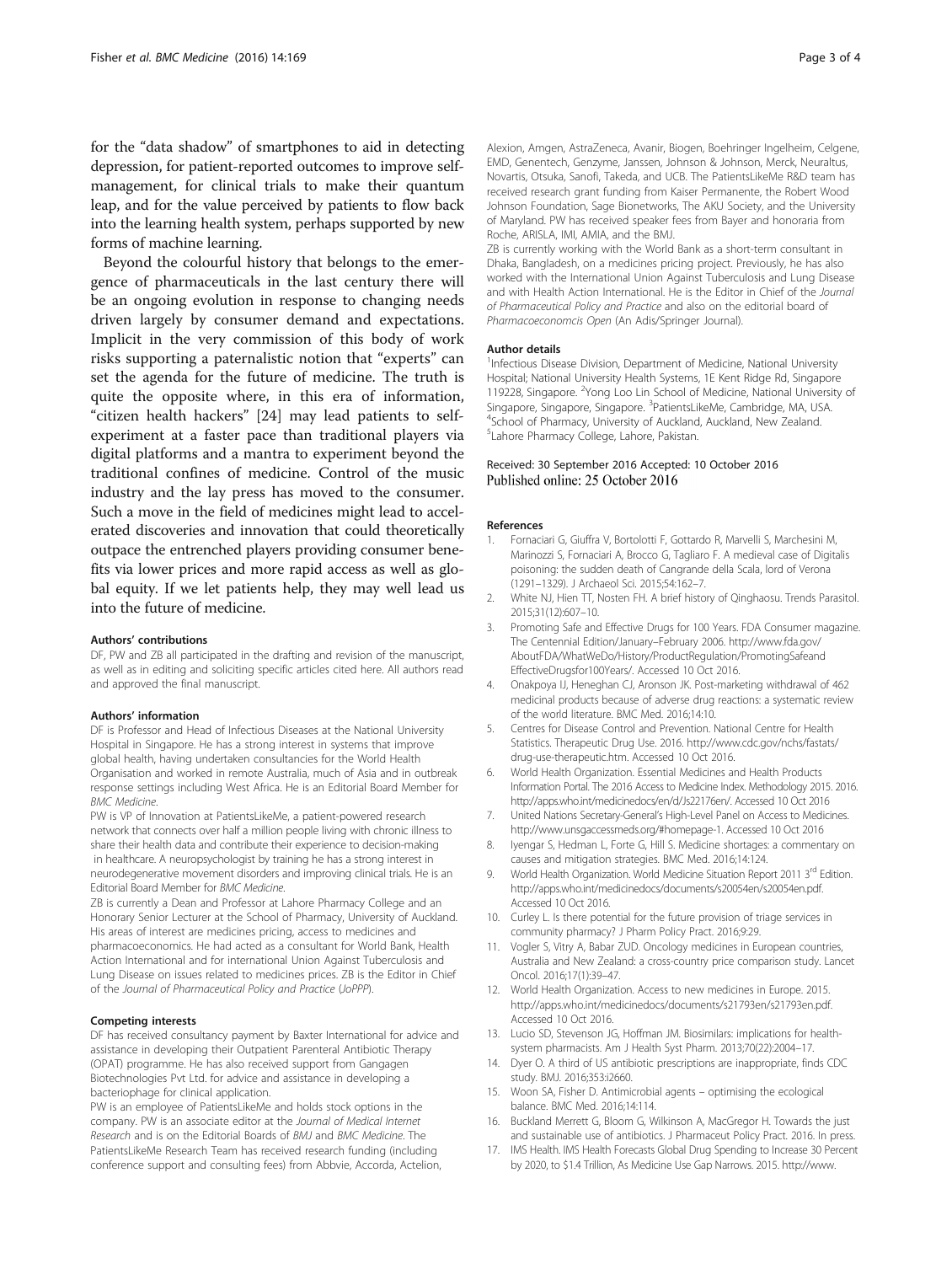for the "data shadow" of smartphones to aid in detecting depression, for patient-reported outcomes to improve self-management, for clinical trials to make their quantum leap, and for the value perceived by patients to flow back into the learning health system, perhaps supported by new forms of machine learning.

Beyond the colourful history that belongs to the emergence of pharmaceuticals in the last century there will be an ongoing evolution in response to changing needs driven largely by consumer demand and expectations. Implicit in the very commission of this body of work risks supporting a paternalistic notion that "experts" can set the agenda for the future of medicine. The truth is quite the opposite where, in this era of information, "citizen health hackers" [24] may lead patients to self-experiment at a faster pace than traditional players via digital platforms and a mantra to experiment beyond the traditional confines of medicine. Control of the music industry and the lay press has moved to the consumer. Such a move in the field of medicines might lead to accelerated discoveries and innovation that could theoretically outpace the entrenched players providing consumer benefits via lower prices and more rapid access as well as global equity. If we let patients help, they may well lead us into the future of medicine.

#### Authors' contributions

DF, PW and ZB all participated in the drafting and revision of the manuscript, as well as in editing and soliciting specific articles cited here. All authors read and approved the final manuscript.

#### Authors' information

DF is Professor and Head of Infectious Diseases at the National University Hospital in Singapore. He has a strong interest in systems that improve global health, having undertaken consultancies for the World Health Organisation and worked in remote Australia, much of Asia and in outbreak response settings including West Africa. He is an Editorial Board Member for *BMC Medicine*.

PW is VP of Innovation at PatientsLikeMe, a patient-powered research network that connects over half a million people living with chronic illness to share their health data and contribute their experience to decision-making in healthcare. A neuropsychologist by training he has a strong interest in neurodegenerative movement disorders and improving clinical trials. He is an Editorial Board Member for *BMC Medicine*.

ZB is currently a Dean and Professor at Lahore Pharmacy College and an Honorary Senior Lecturer at the School of Pharmacy, University of Auckland. His areas of interest are medicines pricing, access to medicines and pharmacoeconomics. He had acted as a consultant for World Bank, Health Action International and for international Union Against Tuberculosis and Lung Disease on issues related to medicines prices. ZB is the Editor in Chief of the *Journal of Pharmaceutical Policy and Practice* (*JoPPP*).

#### Competing interests

DF has received consultancy payment by Baxter International for advice and assistance in developing their Outpatient Parenteral Antibiotic Therapy (OPAT) programme. He has also received support from Gangagen Biotechnologies Pvt Ltd. for advice and assistance in developing a bacteriophage for clinical application.

PW is an employee of PatientsLikeMe and holds stock options in the company. PW is an associate editor at the *Journal of Medical Internet Research* and is on the Editorial Boards of *BMJ* and *BMC Medicine*. The PatientsLikeMe Research Team has received research funding (including conference support and consulting fees) from Abbvie, Accorda, Actelion, Alexion, Amgen, AstraZeneca, Avanir, Biogen, Boehringer Ingelheim, Celgene, EMD, Genentech, Genzyme, Janssen, Johnson & Johnson, Merck, Neuraltus, Novartis, Otsuka, Sanofi, Takeda, and UCB. The PatientsLikeMe R&D team has received research grant funding from Kaiser Permanente, the Robert Wood Johnson Foundation, Sage Bionetworks, The AKU Society, and the University of Maryland. PW has received speaker fees from Bayer and honoraria from Roche, ARISLA, IMI, AMIA, and the BMJ.

ZB is currently working with the World Bank as a short-term consultant in Dhaka, Bangladesh, on a medicines pricing project. Previously, he has also worked with the International Union Against Tuberculosis and Lung Disease and with Health Action International. He is the Editor in Chief of the *Journal of Pharmaceutical Policy and Practice* and also on the editorial board of *Pharmacoeconomcis Open* (An Adis/Springer Journal).

#### Author details

[1]Infectious Disease Division, Department of Medicine, National University Hospital; National University Health Systems, 1E Kent Ridge Rd, Singapore 119228, Singapore. [2]Yong Loo Lin School of Medicine, National University of Singapore, Singapore, Singapore. [3]PatientsLikeMe, Cambridge, MA, USA. [4]School of Pharmacy, University of Auckland, Auckland, New Zealand. [5]Lahore Pharmacy College, Lahore, Pakistan.

Received: 30 September 2016 Accepted: 10 October 2016
Published online: 25 October 2016

#### References

1. Fornaciari G, Giuffra V, Bortolotti F, Gottardo R, Marvelli S, Marchesini M, Marinozzi S, Fornaciari A, Brocco G, Tagliaro F. A medieval case of Digitalis poisoning: the sudden death of Cangrande della Scala, lord of Verona (1291–1329). J Archaeol Sci. 2015;54:162–7.
2. White NJ, Hien TT, Nosten FH. A brief history of Qinghaosu. Trends Parasitol. 2015;31(12):607–10.
3. Promoting Safe and Effective Drugs for 100 Years. FDA Consumer magazine. The Centennial Edition/January–February 2006. http://www.fda.gov/AboutFDA/WhatWeDo/History/ProductRegulation/PromotingSafeandEffectiveDrugsfor100Years/. Accessed 10 Oct 2016.
4. Onakpoya IJ, Heneghan CJ, Aronson JK. Post-marketing withdrawal of 462 medicinal products because of adverse drug reactions: a systematic review of the world literature. BMC Med. 2016;14:10.
5. Centres for Disease Control and Prevention. National Centre for Health Statistics. Therapeutic Drug Use. 2016. http://www.cdc.gov/nchs/fastats/drug-use-therapeutic.htm. Accessed 10 Oct 2016.
6. World Health Organization. Essential Medicines and Health Products Information Portal. The 2016 Access to Medicine Index. Methodology 2015. 2016. http://apps.who.int/medicinedocs/en/d/Js22176en/. Accessed 10 Oct 2016
7. United Nations Secretary-General's High-Level Panel on Access to Medicines. http://www.unsgaccessmeds.org/#homepage-1. Accessed 10 Oct 2016
8. Iyengar S, Hedman L, Forte G, Hill S. Medicine shortages: a commentary on causes and mitigation strategies. BMC Med. 2016;14:124.
9. World Health Organization. World Medicine Situation Report 2011 3rd Edition. http://apps.who.int/medicinedocs/documents/s20054en/s20054en.pdf. Accessed 10 Oct 2016.
10. Curley L. Is there potential for the future provision of triage services in community pharmacy? J Pharm Policy Pract. 2016;9:29.
11. Vogler S, Vitry A, Babar ZUD. Oncology medicines in European countries, Australia and New Zealand: a cross-country price comparison study. Lancet Oncol. 2016;17(1):39–47.
12. World Health Organization. Access to new medicines in Europe. 2015. http://apps.who.int/medicinedocs/documents/s21793en/s21793en.pdf. Accessed 10 Oct 2016.
13. Lucio SD, Stevenson JG, Hoffman JM. Biosimilars: implications for health-system pharmacists. Am J Health Syst Pharm. 2013;70(22):2004–17.
14. Dyer O. A third of US antibiotic prescriptions are inappropriate, finds CDC study. BMJ. 2016;353:i2660.
15. Woon SA, Fisher D. Antimicrobial agents – optimising the ecological balance. BMC Med. 2016;14:114.
16. Buckland Merrett G, Bloom G, Wilkinson A, MacGregor H. Towards the just and sustainable use of antibiotics. J Pharmaceut Policy Pract. 2016. In press.
17. IMS Health. IMS Health Forecasts Global Drug Spending to Increase 30 Percent by 2020, to $1.4 Trillion, As Medicine Use Gap Narrows. 2015. http://www.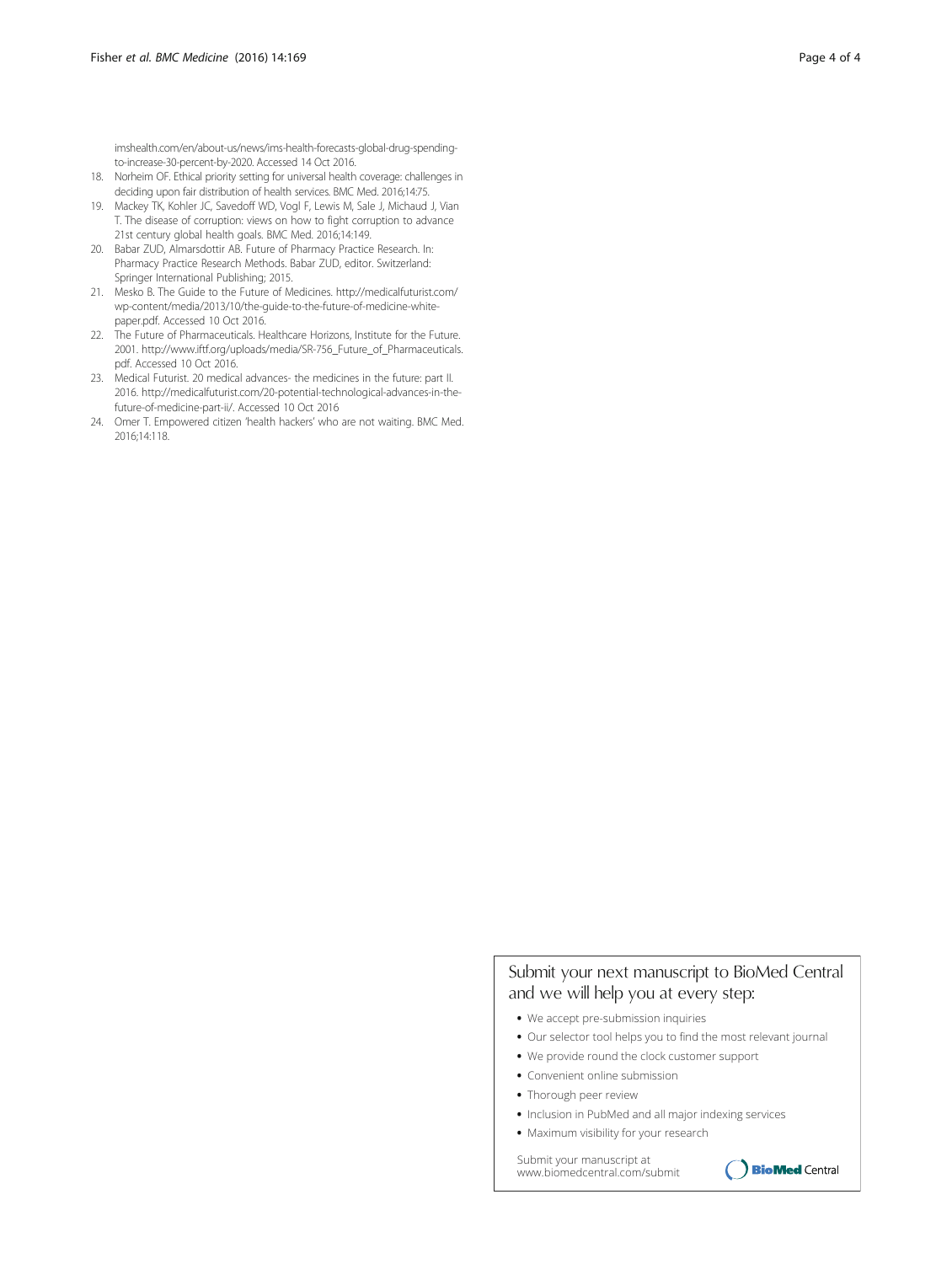imshealth.com/en/about-us/news/ims-health-forecasts-global-drug-spending-to-increase-30-percent-by-2020. Accessed 14 Oct 2016.

18. Norheim OF. Ethical priority setting for universal health coverage: challenges in deciding upon fair distribution of health services. BMC Med. 2016;14:75.
19. Mackey TK, Kohler JC, Savedoff WD, Vogl F, Lewis M, Sale J, Michaud J, Vian T. The disease of corruption: views on how to fight corruption to advance 21st century global health goals. BMC Med. 2016;14:149.
20. Babar ZUD, Almarsdottir AB. Future of Pharmacy Practice Research. In: Pharmacy Practice Research Methods. Babar ZUD, editor. Switzerland: Springer International Publishing; 2015.
21. Mesko B. The Guide to the Future of Medicines. http://medicalfuturist.com/wp-content/media/2013/10/the-guide-to-the-future-of-medicine-white-paper.pdf. Accessed 10 Oct 2016.
22. The Future of Pharmaceuticals. Healthcare Horizons, Institute for the Future. 2001. http://www.iftf.org/uploads/media/SR-756_Future_of_Pharmaceuticals.pdf. Accessed 10 Oct 2016.
23. Medical Futurist. 20 medical advances- the medicines in the future: part II. 2016. http://medicalfuturist.com/20-potential-technological-advances-in-the-future-of-medicine-part-ii/. Accessed 10 Oct 2016
24. Omer T. Empowered citizen 'health hackers' who are not waiting. BMC Med. 2016;14:118.

Submit your next manuscript to BioMed Central and we will help you at every step:

- We accept pre-submission inquiries
- Our selector tool helps you to find the most relevant journal
- We provide round the clock customer support
- Convenient online submission
- Thorough peer review
- Inclusion in PubMed and all major indexing services
- Maximum visibility for your research

Submit your manuscript at www.biomedcentral.com/submit

BioMed Central